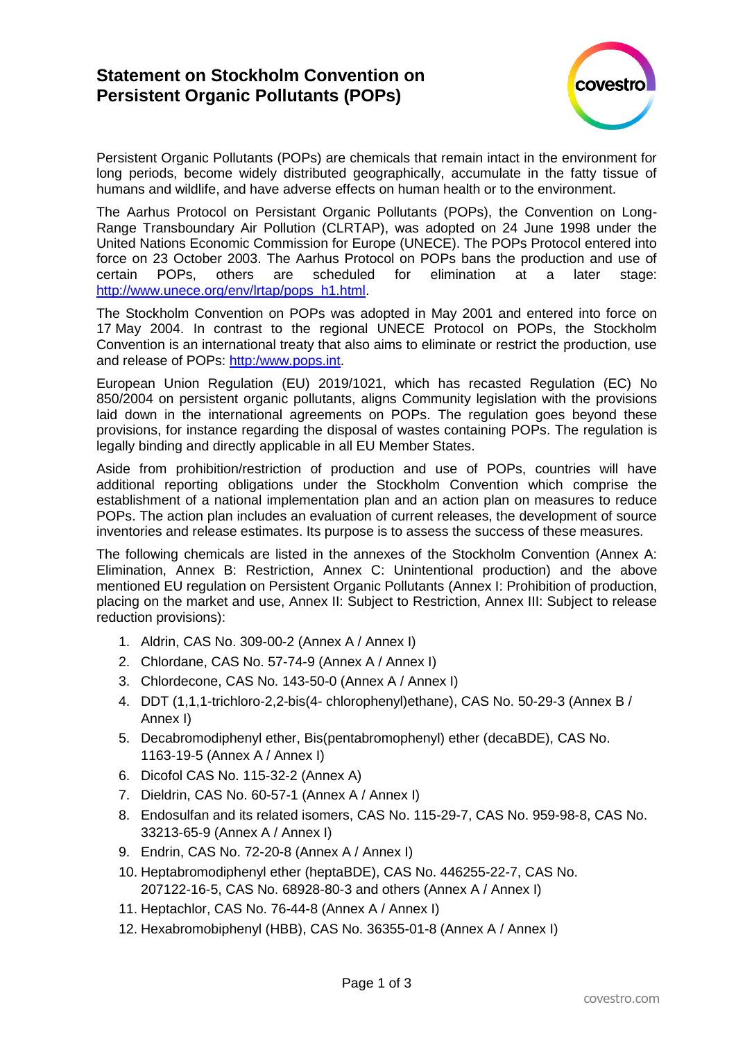# Statement on Stockholm Convention on Persistent Organic Pollutants (POPs)

Persistent Organic Pollutants (POPs) are chemicals that remain intact in the environment for long periods, become widely distributed geographically, accumulate in the fatty tissue of humans and wildlife, and have adverse effects on human health or to the environment.

The Aarhus Protocol on Persistant Organic Pollutants (POPs), the Convention on Long-Range Transboundary Air Pollution (CLRTAP), was adopted on 24 June 1998 under the United Nations Economic Commission for Europe (UNECE). The POPs Protocol entered into force on 23 October 2003. The Aarhus Protocol on POPs bans the production and use of certain POPs, others are scheduled for elimination at a later stage: [http://www.unece.org/env/lrtap/pops_h1.html](http://www.unece.org/env/lrtap/pops_h1.html).

The Stockholm Convention on POPs was adopted in May 2001 and entered into force on 17 May 2004. In contrast to the regional UNECE Protocol on POPs, the Stockholm Convention is an international treaty that also aims to eliminate or restrict the production, use and release of POPs: [http:/www.pops.int](http:/www.pops.int).

European Union Regulation (EU) 2019/1021, which has recasted Regulation (EC) No 850/2004 on persistent organic pollutants, aligns Community legislation with the provisions laid down in the international agreements on POPs. The regulation goes beyond these provisions, for instance regarding the disposal of wastes containing POPs. The regulation is legally binding and directly applicable in all EU Member States.

Aside from prohibition/restriction of production and use of POPs, countries will have additional reporting obligations under the Stockholm Convention which comprise the establishment of a national implementation plan and an action plan on measures to reduce POPs. The action plan includes an evaluation of current releases, the development of source inventories and release estimates. Its purpose is to assess the success of these measures.

The following chemicals are listed in the annexes of the Stockholm Convention (Annex A: Elimination, Annex B: Restriction, Annex C: Unintentional production) and the above mentioned EU regulation on Persistent Organic Pollutants (Annex I: Prohibition of production, placing on the market and use, Annex II: Subject to Restriction, Annex III: Subject to release reduction provisions):

1. Aldrin, CAS No. 309-00-2 (Annex A / Annex I)
2. Chlordane, CAS No. 57-74-9 (Annex A / Annex I)
3. Chlordecone, CAS No. 143-50-0 (Annex A / Annex I)
4. DDT (1,1,1-trichloro-2,2-bis(4- chlorophenyl)ethane), CAS No. 50-29-3 (Annex B / Annex I)
5. Decabromodiphenyl ether, Bis(pentabromophenyl) ether (decaBDE), CAS No. 1163-19-5 (Annex A / Annex I)
6. Dicofol CAS No. 115-32-2 (Annex A)
7. Dieldrin, CAS No. 60-57-1 (Annex A / Annex I)
8. Endosulfan and its related isomers, CAS No. 115-29-7, CAS No. 959-98-8, CAS No. 33213-65-9 (Annex A / Annex I)
9. Endrin, CAS No. 72-20-8 (Annex A / Annex I)
10. Heptabromodiphenyl ether (heptaBDE), CAS No. 446255-22-7, CAS No. 207122-16-5, CAS No. 68928-80-3 and others (Annex A / Annex I)
11. Heptachlor, CAS No. 76-44-8 (Annex A / Annex I)
12. Hexabromobiphenyl (HBB), CAS No. 36355-01-8 (Annex A / Annex I)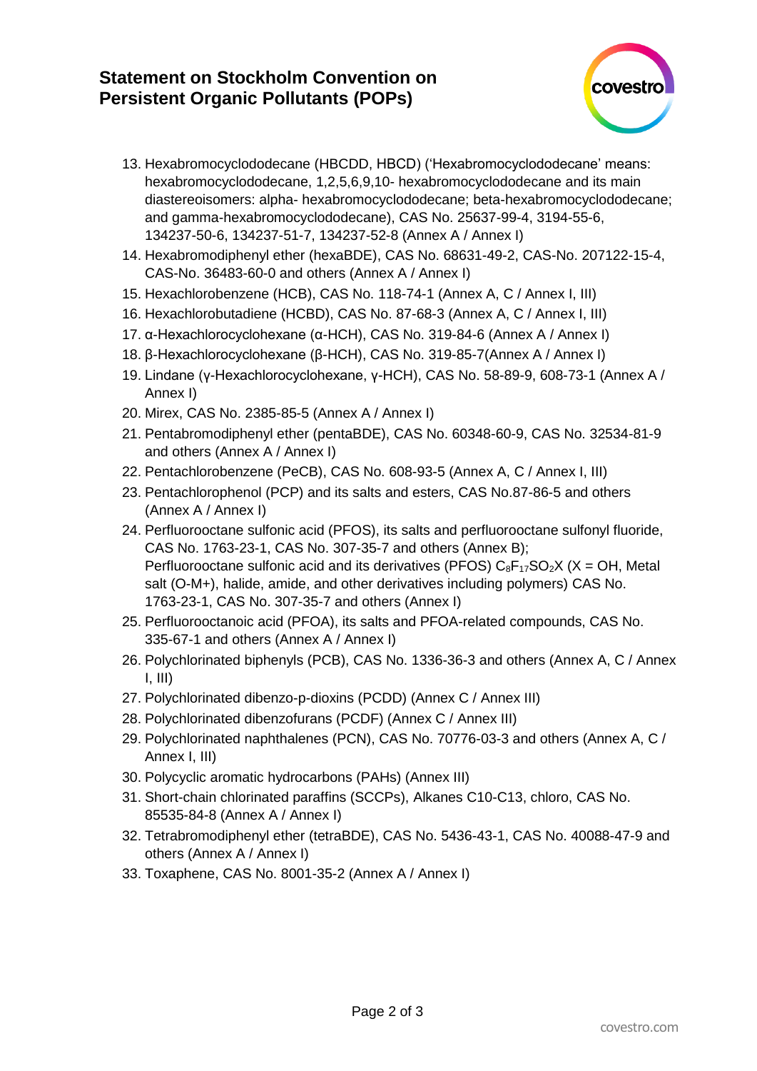13. Hexabromocyclododecane (HBCDD, HBCD) (‘Hexabromocyclododecane’ means: hexabromocyclododecane, 1,2,5,6,9,10- hexabromocyclododecane and its main diastereoisomers: alpha- hexabromocyclododecane; beta-hexabromocyclododecane; and gamma-hexabromocyclododecane), CAS No. 25637-99-4, 3194-55-6, 134237-50-6, 134237-51-7, 134237-52-8 (Annex A / Annex I)
14. Hexabromodiphenyl ether (hexaBDE), CAS No. 68631-49-2, CAS-No. 207122-15-4, CAS-No. 36483-60-0 and others (Annex A / Annex I)
15. Hexachlorobenzene (HCB), CAS No. 118-74-1 (Annex A, C / Annex I, III)
16. Hexachlorobutadiene (HCBD), CAS No. 87-68-3 (Annex A, C / Annex I, III)
17. α-Hexachlorocyclohexane (α-HCH), CAS No. 319-84-6 (Annex A / Annex I)
18. β-Hexachlorocyclohexane (β-HCH), CAS No. 319-85-7(Annex A / Annex I)
19. Lindane (γ-Hexachlorocyclohexane, γ-HCH), CAS No. 58-89-9, 608-73-1 (Annex A / Annex I)
20. Mirex, CAS No. 2385-85-5 (Annex A / Annex I)
21. Pentabromodiphenyl ether (pentaBDE), CAS No. 60348-60-9, CAS No. 32534-81-9 and others (Annex A / Annex I)
22. Pentachlorobenzene (PeCB), CAS No. 608-93-5 (Annex A, C / Annex I, III)
23. Pentachlorophenol (PCP) and its salts and esters, CAS No.87-86-5 and others (Annex A / Annex I)
24. Perfluorooctane sulfonic acid (PFOS), its salts and perfluorooctane sulfonyl fluoride, CAS No. 1763-23-1, CAS No. 307-35-7 and others (Annex B); Perfluorooctane sulfonic acid and its derivatives (PFOS) $C_8F_{17}SO_2X$ (X = OH, Metal salt (O-M+), halide, amide, and other derivatives including polymers) CAS No. 1763-23-1, CAS No. 307-35-7 and others (Annex I)
25. Perfluorooctanoic acid (PFOA), its salts and PFOA-related compounds, CAS No. 335-67-1 and others (Annex A / Annex I)
26. Polychlorinated biphenyls (PCB), CAS No. 1336-36-3 and others (Annex A, C / Annex I, III)
27. Polychlorinated dibenzo-p-dioxins (PCDD) (Annex C / Annex III)
28. Polychlorinated dibenzofurans (PCDF) (Annex C / Annex III)
29. Polychlorinated naphthalenes (PCN), CAS No. 70776-03-3 and others (Annex A, C / Annex I, III)
30. Polycyclic aromatic hydrocarbons (PAHs) (Annex III)
31. Short-chain chlorinated paraffins (SCCPs), Alkanes C10-C13, chloro, CAS No. 85535-84-8 (Annex A / Annex I)
32. Tetrabromodiphenyl ether (tetraBDE), CAS No. 5436-43-1, CAS No. 40088-47-9 and others (Annex A / Annex I)
33. Toxaphene, CAS No. 8001-35-2 (Annex A / Annex I)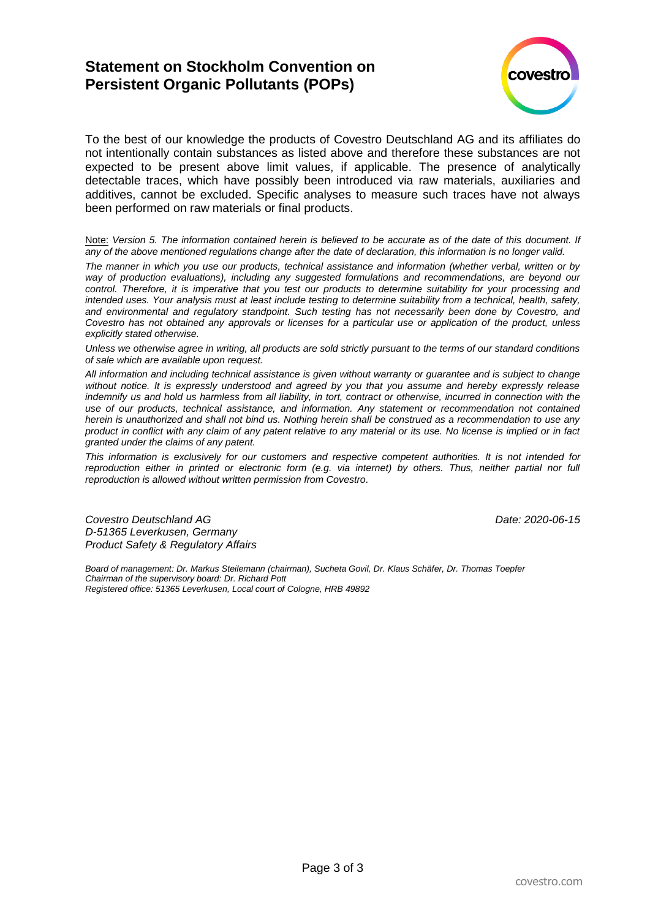# Statement on Stockholm Convention on Persistent Organic Pollutants (POPs)

To the best of our knowledge the products of Covestro Deutschland AG and its affiliates do not intentionally contain substances as listed above and therefore these substances are not expected to be present above limit values, if applicable. The presence of analytically detectable traces, which have possibly been introduced via raw materials, auxiliaries and additives, cannot be excluded. Specific analyses to measure such traces have not always been performed on raw materials or final products.

Note: *Version 5. The information contained herein is believed to be accurate as of the date of this document. If any of the above mentioned regulations change after the date of declaration, this information is no longer valid.*

*The manner in which you use our products, technical assistance and information (whether verbal, written or by way of production evaluations), including any suggested formulations and recommendations, are beyond our control. Therefore, it is imperative that you test our products to determine suitability for your processing and intended uses. Your analysis must at least include testing to determine suitability from a technical, health, safety, and environmental and regulatory standpoint. Such testing has not necessarily been done by Covestro, and Covestro has not obtained any approvals or licenses for a particular use or application of the product, unless explicitly stated otherwise.*

*Unless we otherwise agree in writing, all products are sold strictly pursuant to the terms of our standard conditions of sale which are available upon request.*

*All information and including technical assistance is given without warranty or guarantee and is subject to change without notice. It is expressly understood and agreed by you that you assume and hereby expressly release indemnify us and hold us harmless from all liability, in tort, contract or otherwise, incurred in connection with the use of our products, technical assistance, and information. Any statement or recommendation not contained herein is unauthorized and shall not bind us. Nothing herein shall be construed as a recommendation to use any product in conflict with any claim of any patent relative to any material or its use. No license is implied or in fact granted under the claims of any patent.*

*This information is exclusively for our customers and respective competent authorities. It is not intended for reproduction either in printed or electronic form (e.g. via internet) by others. Thus, neither partial nor full reproduction is allowed without written permission from Covestro.*

*Covestro Deutschland AG*
*D-51365 Leverkusen, Germany*
*Product Safety & Regulatory Affairs*

*Date: 2020-06-15*

*Board of management: Dr. Markus Steilemann (chairman), Sucheta Govil, Dr. Klaus Schäfer, Dr. Thomas Toepfer*
*Chairman of the supervisory board: Dr. Richard Pott*
*Registered office: 51365 Leverkusen, Local court of Cologne, HRB 49892*

covestro.com